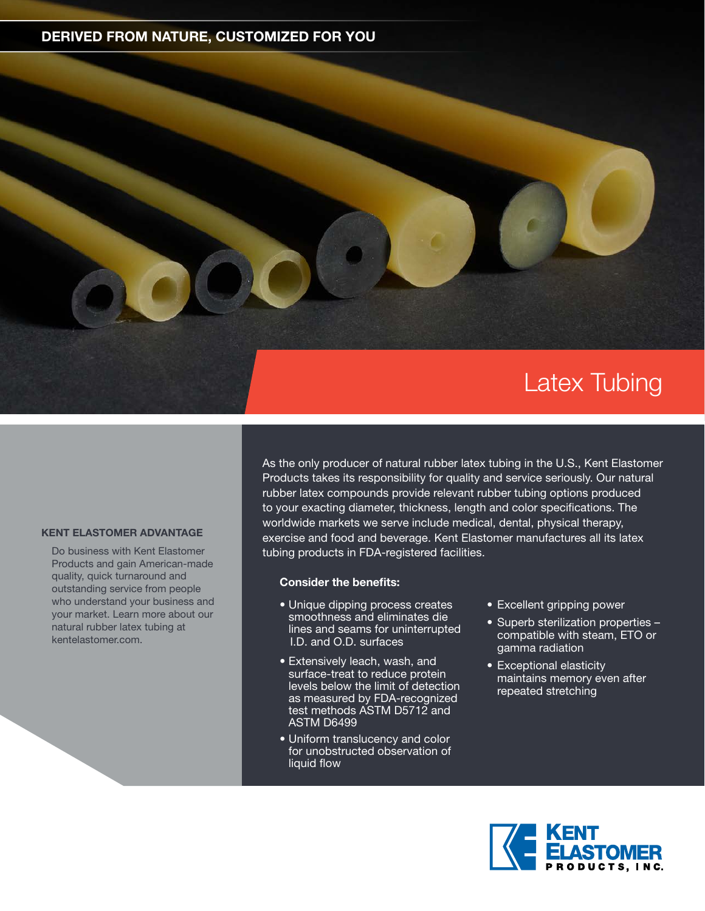DERIVED FROM NATURE, CUSTOMIZED FOR YOU

# Latex Tubing

### KENT ELASTOMER ADVANTAGE

Do business with Kent Elastomer Products and gain American-made quality, quick turnaround and outstanding service from people who understand your business and your market. Learn more about our natural rubber latex tubing at kentelastomer.com.

As the only producer of natural rubber latex tubing in the U.S., Kent Elastomer Products takes its responsibility for quality and service seriously. Our natural rubber latex compounds provide relevant rubber tubing options produced to your exacting diameter, thickness, length and color specifications. The worldwide markets we serve include medical, dental, physical therapy, exercise and food and beverage. Kent Elastomer manufactures all its latex tubing products in FDA-registered facilities.

**Consider the benefits:**

- Unique dipping process creates smoothness and eliminates die lines and seams for uninterrupted I.D. and O.D. surfaces
- Extensively leach, wash, and surface-treat to reduce protein levels below the limit of detection as measured by FDA-recognized test methods ASTM D5712 and ASTM D6499
- Uniform translucency and color for unobstructed observation of liquid flow
- Excellent gripping power
- Superb sterilization properties – compatible with steam, ETO or gamma radiation
- Exceptional elasticity maintains memory even after repeated stretching

KENT ELASTOMER PRODUCTS, INC.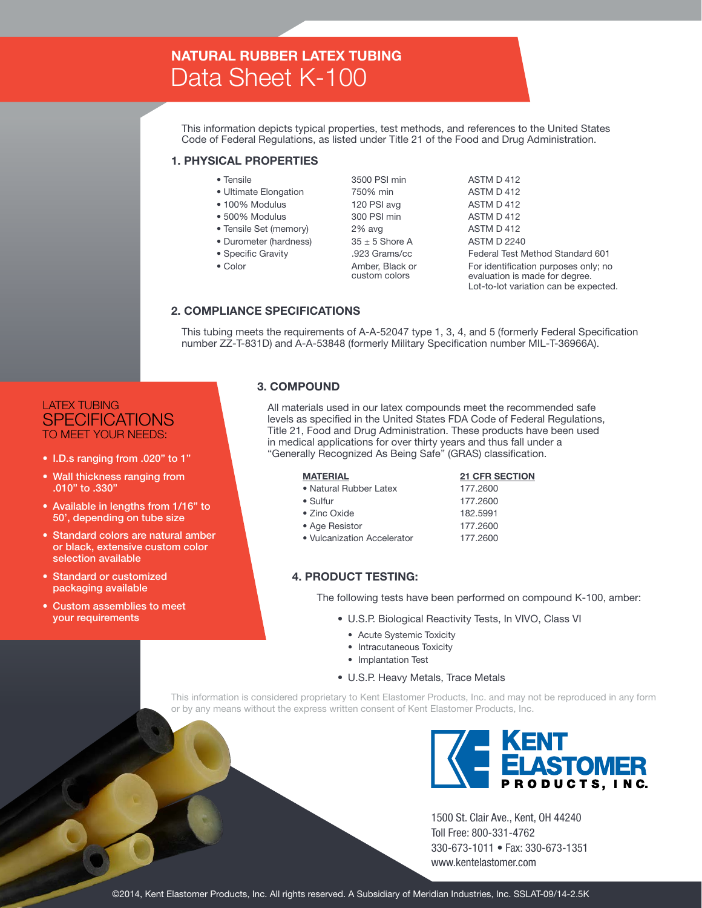# NATURAL RUBBER LATEX TUBING
## Data Sheet K-100

This information depicts typical properties, test methods, and references to the United States Code of Federal Regulations, as listed under Title 21 of the Food and Drug Administration.

### 1. PHYSICAL PROPERTIES

| | | |
|---|---|---|
| • Tensile | 3500 PSI min | ASTM D 412 |
| • Ultimate Elongation | 750% min | ASTM D 412 |
| • 100% Modulus | 120 PSI avg | ASTM D 412 |
| • 500% Modulus | 300 PSI min | ASTM D 412 |
| • Tensile Set (memory) | 2% avg | ASTM D 412 |
| • Durometer (hardness) | 35 ± 5 Shore A | ASTM D 2240 |
| • Specific Gravity | .923 Grams/cc | Federal Test Method Standard 601 |
| • Color | Amber, Black or custom colors | For identification purposes only; no evaluation is made for degree. Lot-to-lot variation can be expected. |

### 2. COMPLIANCE SPECIFICATIONS

This tubing meets the requirements of A-A-52047 type 1, 3, 4, and 5 (formerly Federal Specification number ZZ-T-831D) and A-A-53848 (formerly Military Specification number MIL-T-36966A).

### 3. COMPOUND

All materials used in our latex compounds meet the recommended safe levels as specified in the United States FDA Code of Federal Regulations, Title 21, Food and Drug Administration. These products have been used in medical applications for over thirty years and thus fall under a "Generally Recognized As Being Safe" (GRAS) classification.

| MATERIAL | 21 CFR SECTION |
|---|---|
| • Natural Rubber Latex | 177.2600 |
| • Sulfur | 177.2600 |
| • Zinc Oxide | 182.5991 |
| • Age Resistor | 177.2600 |
| • Vulcanization Accelerator | 177.2600 |

### 4. PRODUCT TESTING:

The following tests have been performed on compound K-100, amber:

- U.S.P. Biological Reactivity Tests, In VIVO, Class VI
  - Acute Systemic Toxicity
  - Intracutaneous Toxicity
  - Implantation Test
- U.S.P. Heavy Metals, Trace Metals

## LATEX TUBING SPECIFICATIONS TO MEET YOUR NEEDS:

- I.D.s ranging from .020" to 1"
- Wall thickness ranging from .010" to .330"
- Available in lengths from 1/16" to 50', depending on tube size
- Standard colors are natural amber or black, extensive custom color selection available
- Standard or customized packaging available
- Custom assemblies to meet your requirements

This information is considered proprietary to Kent Elastomer Products, Inc. and may not be reproduced in any form or by any means without the express written consent of Kent Elastomer Products, Inc.

KENT ELASTOMER PRODUCTS, INC.

1500 St. Clair Ave., Kent, OH 44240
Toll Free: 800-331-4762
330-673-1011 • Fax: 330-673-1351
www.kentelastomer.com

©2014, Kent Elastomer Products, Inc. All rights reserved. A Subsidiary of Meridian Industries, Inc. SSLAT-09/14-2.5K